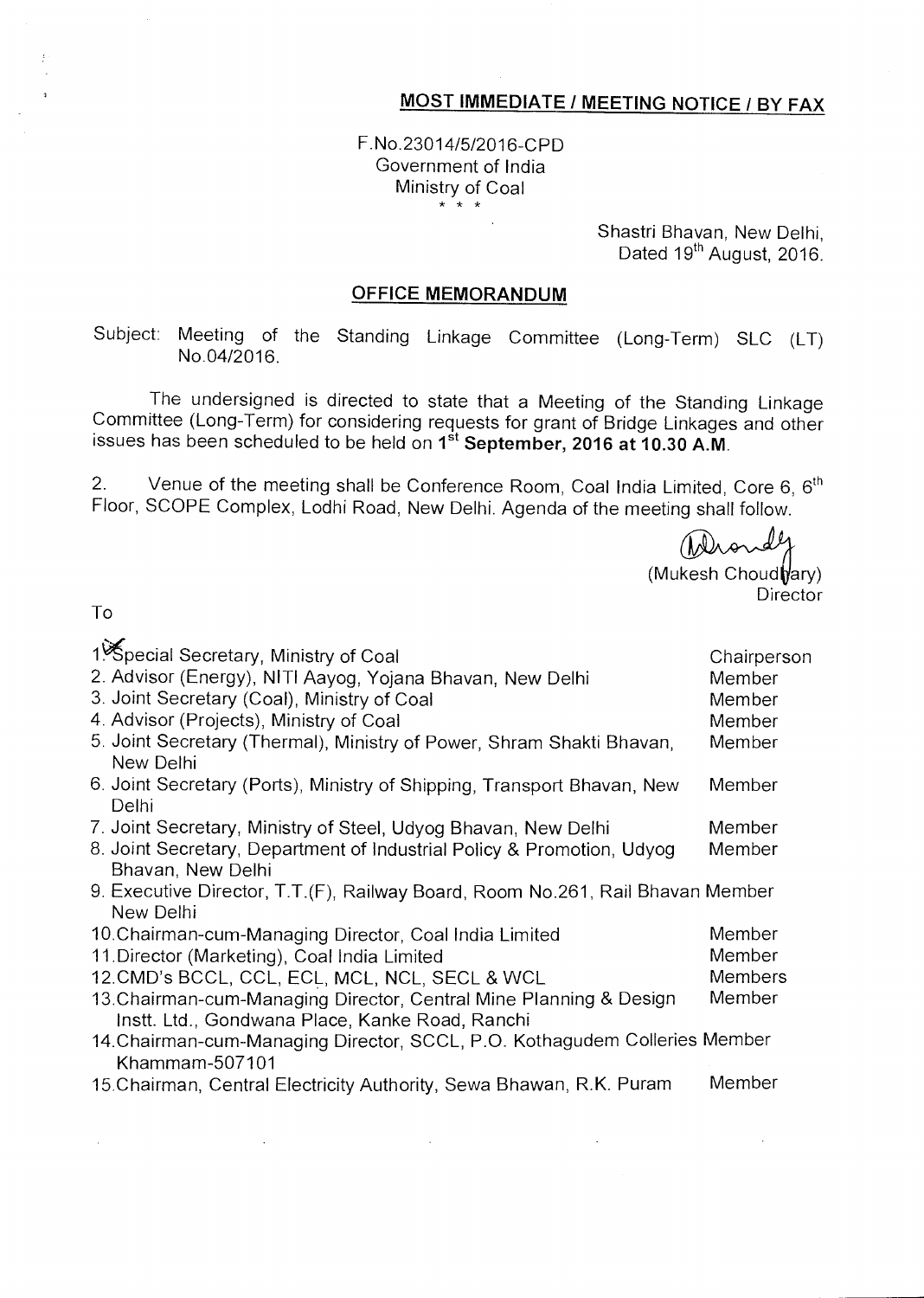**MOST IMMEDIATE / MEETING NOTICE / BY FAX**

F.No.23014/5/2016-CPD
Government of India
Ministry of Coal
\* \* \*

Shastri Bhavan, New Delhi,
Dated 19th August, 2016.

## OFFICE MEMORANDUM

Subject: Meeting of the Standing Linkage Committee (Long-Term) SLC (LT) No.04/2016.

The undersigned is directed to state that a Meeting of the Standing Linkage Committee (Long-Term) for considering requests for grant of Bridge Linkages and other issues has been scheduled to be held on **1st September, 2016 at 10.30 A.M.**

2. Venue of the meeting shall be Conference Room, Coal India Limited, Core 6, 6th Floor, SCOPE Complex, Lodhi Road, New Delhi. Agenda of the meeting shall follow.

(Mukesh Choudhary)
Director

To

| | |
|---|---|
| 1. Special Secretary, Ministry of Coal | Chairperson |
| 2. Advisor (Energy), NITI Aayog, Yojana Bhavan, New Delhi | Member |
| 3. Joint Secretary (Coal), Ministry of Coal | Member |
| 4. Advisor (Projects), Ministry of Coal | Member |
| 5. Joint Secretary (Thermal), Ministry of Power, Shram Shakti Bhavan, New Delhi | Member |
| 6. Joint Secretary (Ports), Ministry of Shipping, Transport Bhavan, New Delhi | Member |
| 7. Joint Secretary, Ministry of Steel, Udyog Bhavan, New Delhi | Member |
| 8. Joint Secretary, Department of Industrial Policy & Promotion, Udyog Bhavan, New Delhi | Member |
| 9. Executive Director, T.T.(F), Railway Board, Room No.261, Rail Bhavan New Delhi | Member |
| 10. Chairman-cum-Managing Director, Coal India Limited | Member |
| 11. Director (Marketing), Coal India Limited | Member |
| 12. CMD's BCCL, CCL, ECL, MCL, NCL, SECL & WCL | Members |
| 13. Chairman-cum-Managing Director, Central Mine Planning & Design Instt. Ltd., Gondwana Place, Kanke Road, Ranchi | Member |
| 14. Chairman-cum-Managing Director, SCCL, P.O. Kothagudem Colleries Khammam-507101 | Member |
| 15. Chairman, Central Electricity Authority, Sewa Bhawan, R.K. Puram | Member |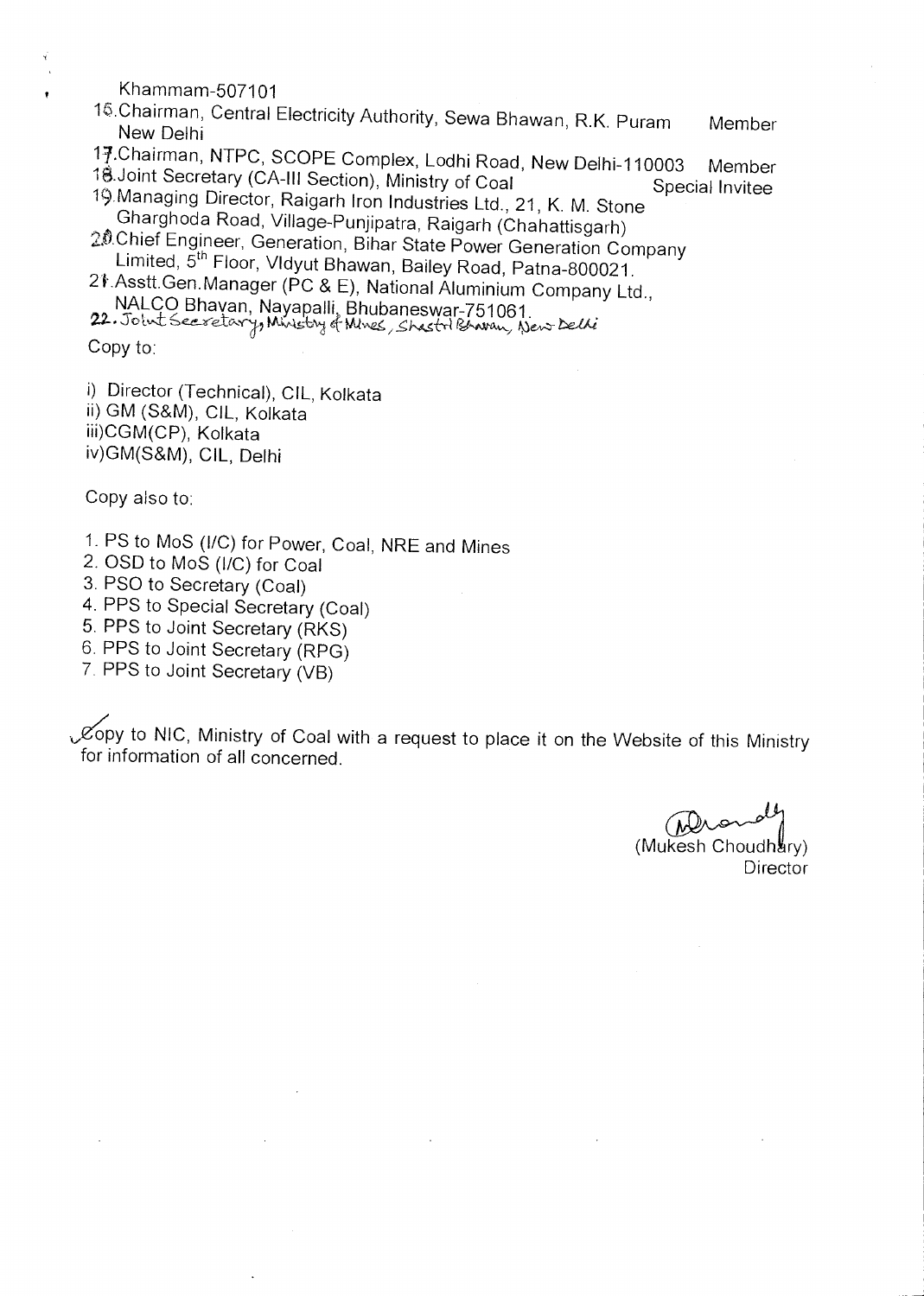Khammam-507101

15. Chairman, Central Electricity Authority, Sewa Bhawan, R.K. Puram New Delhi — Member
17. Chairman, NTPC, SCOPE Complex, Lodhi Road, New Delhi-110003 — Member
18. Joint Secretary (CA-III Section), Ministry of Coal — Special Invitee
19. Managing Director, Raigarh Iron Industries Ltd., 21, K. M. Stone Gharghoda Road, Village-Punjipatra, Raigarh (Chahattisgarh)
20. Chief Engineer, Generation, Bihar State Power Generation Company Limited, 5th Floor, Vidyut Bhawan, Bailey Road, Patna-800021.
21. Asstt.Gen.Manager (PC & E), National Aluminium Company Ltd., NALCO Bhavan, Nayapalli, Bhubaneswar-751061.
22. Joint Secretary, Ministry of Mines, Shastri Bhawan, New Delhi

Copy to:

i) Director (Technical), CIL, Kolkata
ii) GM (S&M), CIL, Kolkata
iii) CGM(CP), Kolkata
iv) GM(S&M), CIL, Delhi

Copy also to:

1. PS to MoS (I/C) for Power, Coal, NRE and Mines
2. OSD to MoS (I/C) for Coal
3. PSO to Secretary (Coal)
4. PPS to Special Secretary (Coal)
5. PPS to Joint Secretary (RKS)
6. PPS to Joint Secretary (RPG)
7. PPS to Joint Secretary (VB)

Copy to NIC, Ministry of Coal with a request to place it on the Website of this Ministry for information of all concerned.

(Mukesh Choudhary)
Director